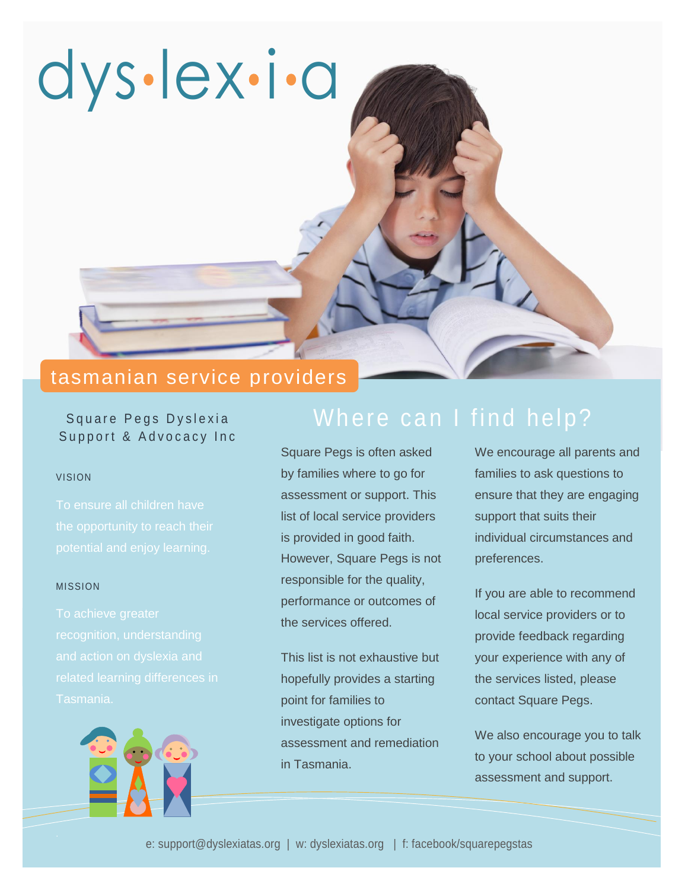# dys·lex·i·a

## tasmanian service providers

Square Pegs Dyslexia Support & Advocacy Inc

VISION

To ensure all children have the opportunity to reach their potential and enjoy learning.

MISSION

To achieve greater recognition, understanding and action on dyslexia and related learning differences in Tasmania.

## Where can I find help?

Square Pegs is often asked by families where to go for assessment or support. This list of local service providers is provided in good faith. However, Square Pegs is not responsible for the quality, performance or outcomes of the services offered.

This list is not exhaustive but hopefully provides a starting point for families to investigate options for assessment and remediation in Tasmania.

We encourage all parents and families to ask questions to ensure that they are engaging support that suits their individual circumstances and preferences.

If you are able to recommend local service providers or to provide feedback regarding your experience with any of the services listed, please contact Square Pegs.

We also encourage you to talk to your school about possible assessment and support.

e: support@dyslexiatas.org | w: dyslexiatas.org | f: facebook/squarepegstas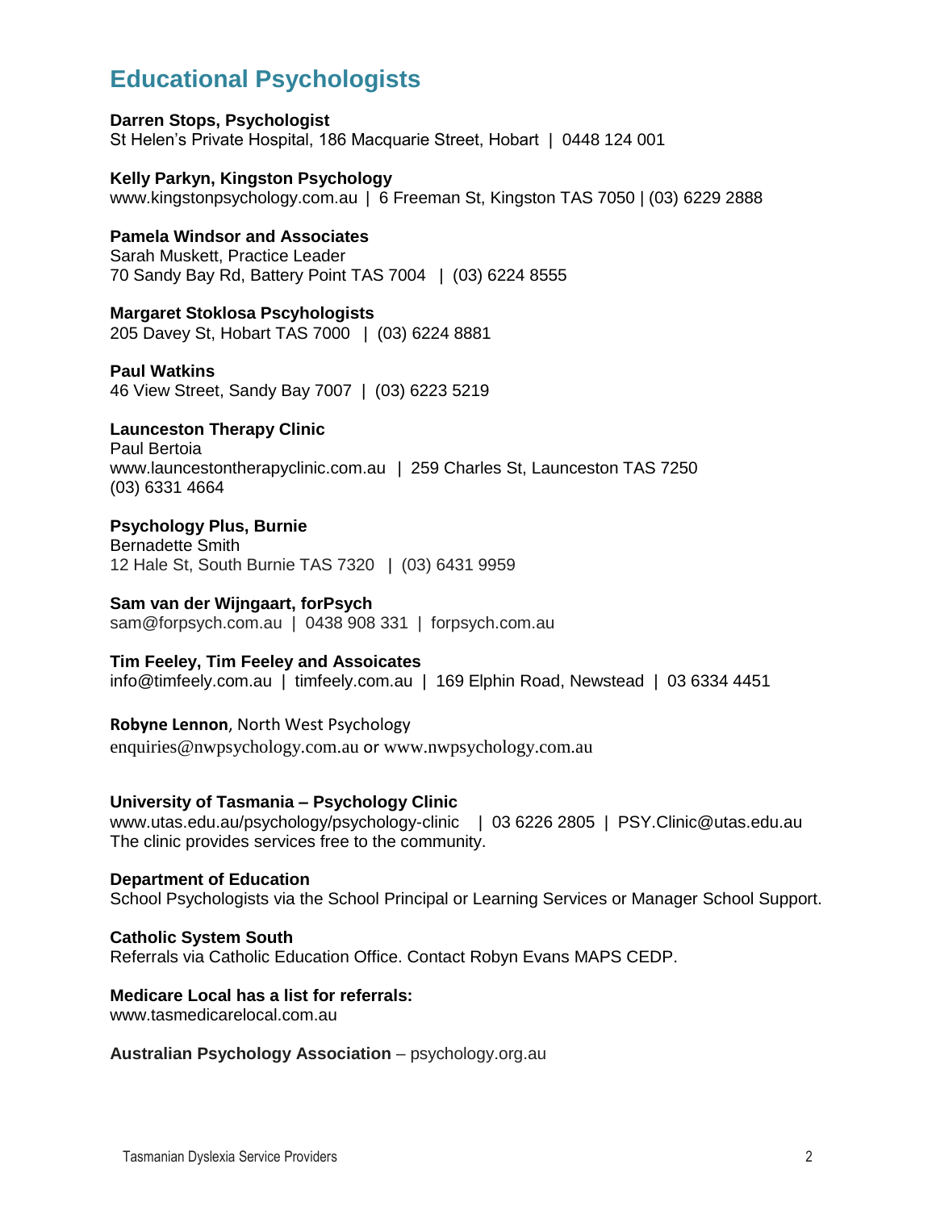## Educational Psychologists

**Darren Stops, Psychologist**
St Helen's Private Hospital, 186 Macquarie Street, Hobart | 0448 124 001

**Kelly Parkyn, Kingston Psychology**
www.kingstonpsychology.com.au | 6 Freeman St, Kingston TAS 7050 | (03) 6229 2888

**Pamela Windsor and Associates**
Sarah Muskett, Practice Leader
70 Sandy Bay Rd, Battery Point TAS 7004 | (03) 6224 8555

**Margaret Stoklosa Pscyhologists**
205 Davey St, Hobart TAS 7000 | (03) 6224 8881

**Paul Watkins**
46 View Street, Sandy Bay 7007 | (03) 6223 5219

**Launceston Therapy Clinic**
Paul Bertoia
www.launcestontherapyclinic.com.au | 259 Charles St, Launceston TAS 7250
(03) 6331 4664

**Psychology Plus, Burnie**
Bernadette Smith
12 Hale St, South Burnie TAS 7320 | (03) 6431 9959

**Sam van der Wijngaart, forPsych**
sam@forpsych.com.au | 0438 908 331 | forpsych.com.au

**Tim Feeley, Tim Feeley and Assoicates**
info@timfeely.com.au | timfeely.com.au | 169 Elphin Road, Newstead | 03 6334 4451

**Robyne Lennon**, North West Psychology
enquiries@nwpsychology.com.au or www.nwpsychology.com.au

**University of Tasmania – Psychology Clinic**
www.utas.edu.au/psychology/psychology-clinic | 03 6226 2805 | PSY.Clinic@utas.edu.au
The clinic provides services free to the community.

**Department of Education**
School Psychologists via the School Principal or Learning Services or Manager School Support.

**Catholic System South**
Referrals via Catholic Education Office. Contact Robyn Evans MAPS CEDP.

**Medicare Local has a list for referrals:**
www.tasmedicarelocal.com.au

**Australian Psychology Association** – psychology.org.au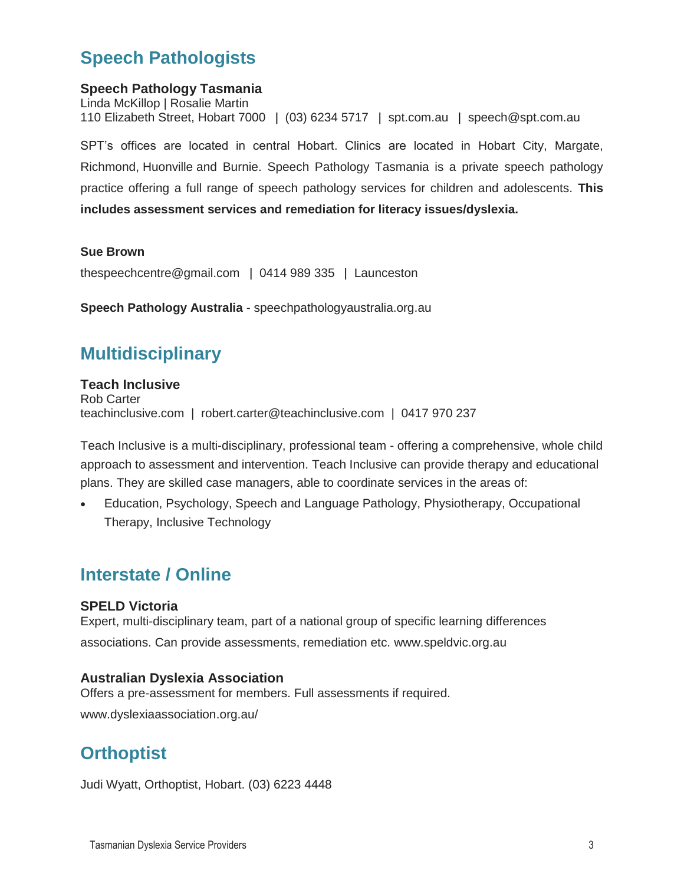## Speech Pathologists

**Speech Pathology Tasmania**
Linda McKillop | Rosalie Martin
110 Elizabeth Street, Hobart 7000 | (03) 6234 5717 | spt.com.au | speech@spt.com.au

SPT's offices are located in central Hobart. Clinics are located in Hobart City, Margate, Richmond, Huonville and Burnie. Speech Pathology Tasmania is a private speech pathology practice offering a full range of speech pathology services for children and adolescents. **This includes assessment services and remediation for literacy issues/dyslexia.**

**Sue Brown**

thespeechcentre@gmail.com | 0414 989 335 | Launceston

**Speech Pathology Australia** - speechpathologyaustralia.org.au

## Multidisciplinary

**Teach Inclusive**
Rob Carter
teachinclusive.com | robert.carter@teachinclusive.com | 0417 970 237

Teach Inclusive is a multi-disciplinary, professional team - offering a comprehensive, whole child approach to assessment and intervention. Teach Inclusive can provide therapy and educational plans. They are skilled case managers, able to coordinate services in the areas of:

- Education, Psychology, Speech and Language Pathology, Physiotherapy, Occupational Therapy, Inclusive Technology

## Interstate / Online

**SPELD Victoria**
Expert, multi-disciplinary team, part of a national group of specific learning differences associations. Can provide assessments, remediation etc. www.speldvic.org.au

**Australian Dyslexia Association**
Offers a pre-assessment for members. Full assessments if required.
www.dyslexiaassociation.org.au/

## Orthoptist

Judi Wyatt, Orthoptist, Hobart. (03) 6223 4448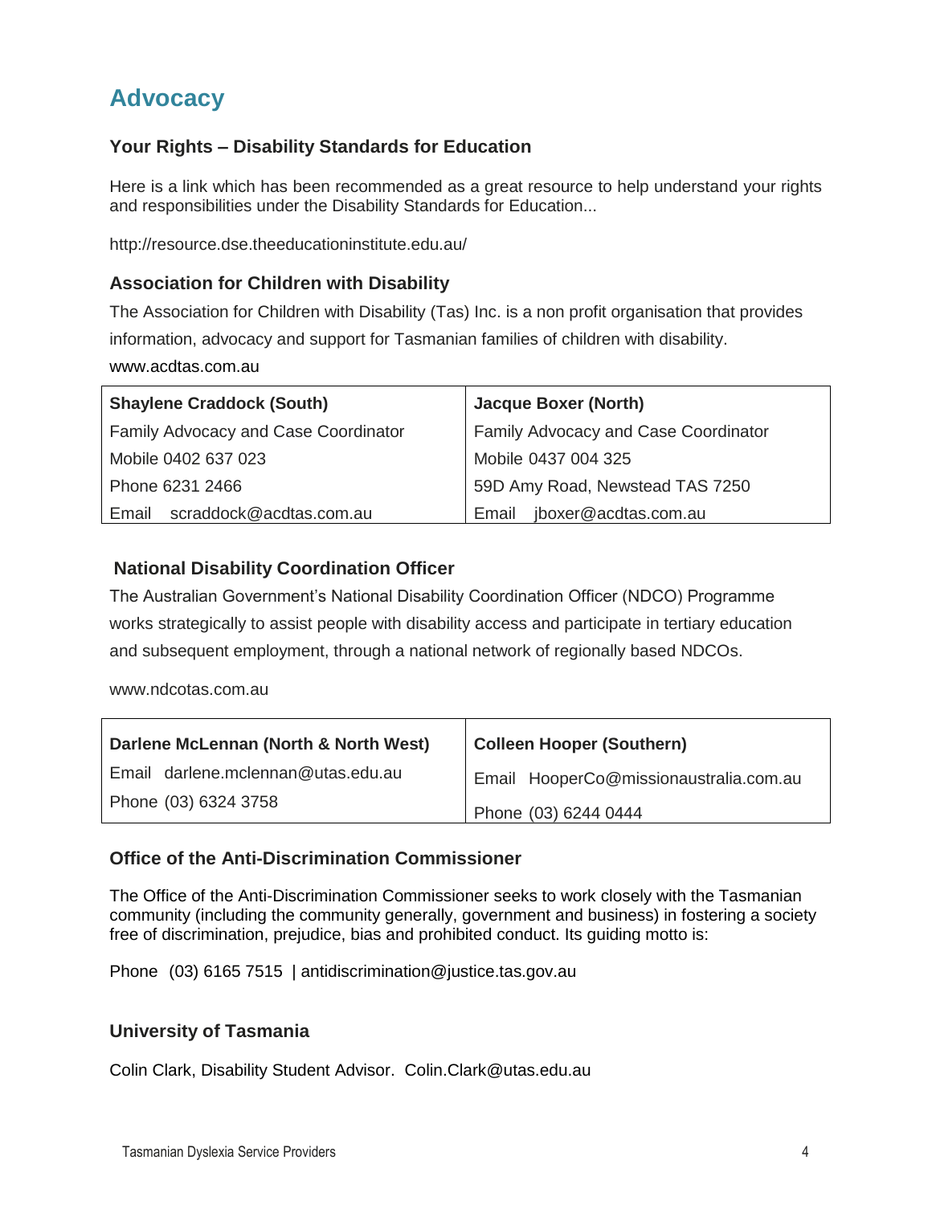# Advocacy

### Your Rights – Disability Standards for Education

Here is a link which has been recommended as a great resource to help understand your rights and responsibilities under the Disability Standards for Education...

http://resource.dse.theeducationinstitute.edu.au/

### Association for Children with Disability

The Association for Children with Disability (Tas) Inc. is a non profit organisation that provides information, advocacy and support for Tasmanian families of children with disability.

www.acdtas.com.au

| **Shaylene Craddock (South)** | **Jacque Boxer (North)** |
|---|---|
| Family Advocacy and Case Coordinator | Family Advocacy and Case Coordinator |
| Mobile 0402 637 023 | Mobile 0437 004 325 |
| Phone 6231 2466 | 59D Amy Road, Newstead TAS 7250 |
| Email scraddock@acdtas.com.au | Email jboxer@acdtas.com.au |

### National Disability Coordination Officer

The Australian Government's National Disability Coordination Officer (NDCO) Programme works strategically to assist people with disability access and participate in tertiary education and subsequent employment, through a national network of regionally based NDCOs.

www.ndcotas.com.au

| **Darlene McLennan (North & North West)** | **Colleen Hooper (Southern)** |
|---|---|
| Email darlene.mclennan@utas.edu.au | Email HooperCo@missionaustralia.com.au |
| Phone (03) 6324 3758 | Phone (03) 6244 0444 |

### Office of the Anti-Discrimination Commissioner

The Office of the Anti-Discrimination Commissioner seeks to work closely with the Tasmanian community (including the community generally, government and business) in fostering a society free of discrimination, prejudice, bias and prohibited conduct. Its guiding motto is:

Phone (03) 6165 7515 | antidiscrimination@justice.tas.gov.au

### University of Tasmania

Colin Clark, Disability Student Advisor. Colin.Clark@utas.edu.au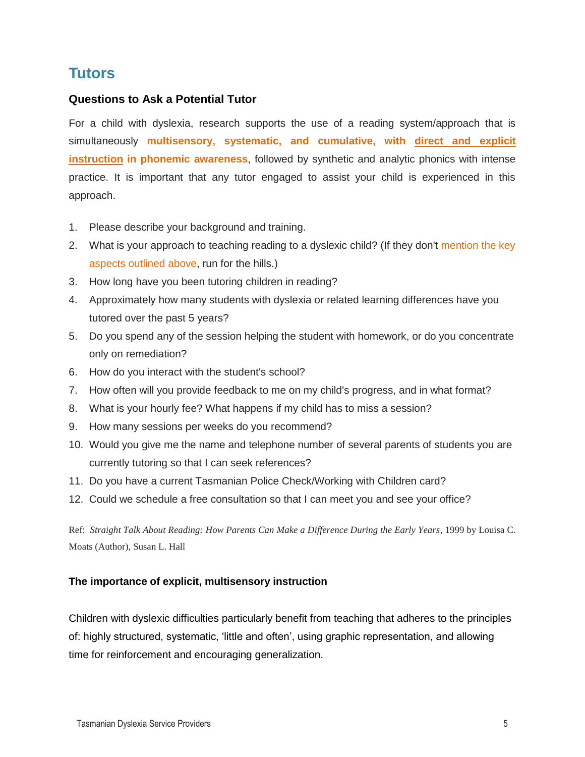## Tutors

### Questions to Ask a Potential Tutor

For a child with dyslexia, research supports the use of a reading system/approach that is simultaneously **multisensory, systematic, and cumulative, with direct and explicit instruction in phonemic awareness**, followed by synthetic and analytic phonics with intense practice. It is important that any tutor engaged to assist your child is experienced in this approach.

1. Please describe your background and training.
2. What is your approach to teaching reading to a dyslexic child? (If they don't mention the key aspects outlined above, run for the hills.)
3. How long have you been tutoring children in reading?
4. Approximately how many students with dyslexia or related learning differences have you tutored over the past 5 years?
5. Do you spend any of the session helping the student with homework, or do you concentrate only on remediation?
6. How do you interact with the student's school?
7. How often will you provide feedback to me on my child's progress, and in what format?
8. What is your hourly fee? What happens if my child has to miss a session?
9. How many sessions per weeks do you recommend?
10. Would you give me the name and telephone number of several parents of students you are currently tutoring so that I can seek references?
11. Do you have a current Tasmanian Police Check/Working with Children card?
12. Could we schedule a free consultation so that I can meet you and see your office?

Ref: *Straight Talk About Reading: How Parents Can Make a Difference During the Early Years*, 1999 by Louisa C. Moats (Author), Susan L. Hall

### The importance of explicit, multisensory instruction

Children with dyslexic difficulties particularly benefit from teaching that adheres to the principles of: highly structured, systematic, 'little and often', using graphic representation, and allowing time for reinforcement and encouraging generalization.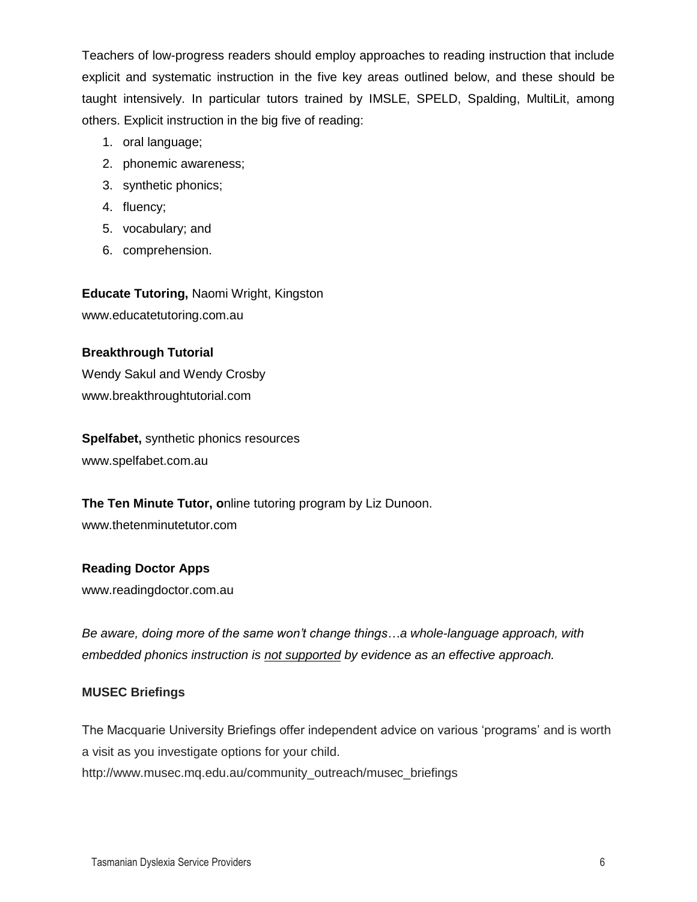Teachers of low-progress readers should employ approaches to reading instruction that include explicit and systematic instruction in the five key areas outlined below, and these should be taught intensively. In particular tutors trained by IMSLE, SPELD, Spalding, MultiLit, among others. Explicit instruction in the big five of reading:

1. oral language;
2. phonemic awareness;
3. synthetic phonics;
4. fluency;
5. vocabulary; and
6. comprehension.

**Educate Tutoring,** Naomi Wright, Kingston
www.educatetutoring.com.au

**Breakthrough Tutorial**
Wendy Sakul and Wendy Crosby
www.breakthroughtutorial.com

**Spelfabet,** synthetic phonics resources
www.spelfabet.com.au

**The Ten Minute Tutor, o**nline tutoring program by Liz Dunoon.
www.thetenminutetutor.com

**Reading Doctor Apps**
www.readingdoctor.com.au

*Be aware, doing more of the same won't change things…a whole-language approach, with embedded phonics instruction is <u>not supported</u> by evidence as an effective approach.*

**MUSEC Briefings**

The Macquarie University Briefings offer independent advice on various 'programs' and is worth a visit as you investigate options for your child.
http://www.musec.mq.edu.au/community_outreach/musec_briefings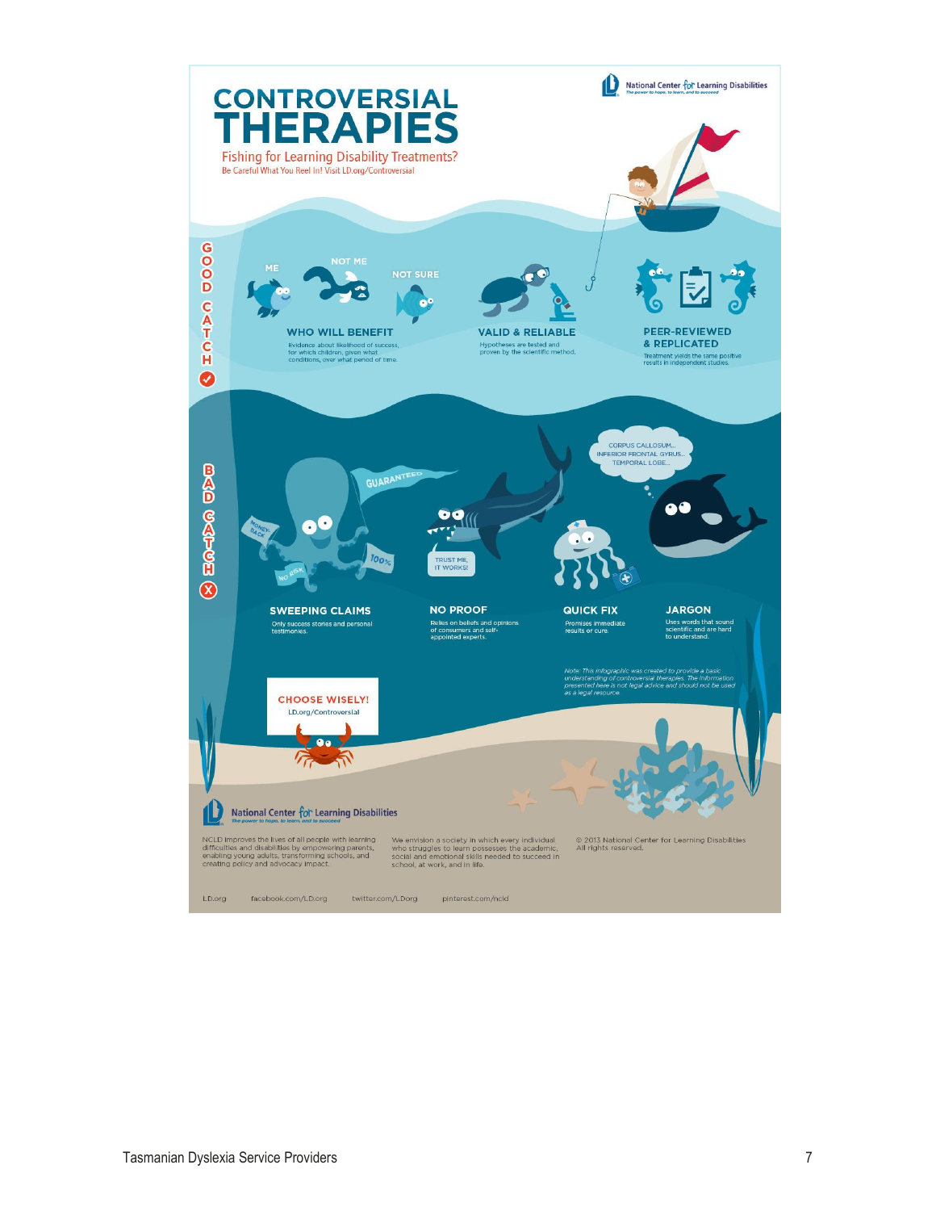# CONTROVERSIAL THERAPIES

Fishing for Learning Disability Treatments?

Be Careful What You Reel In! Visit LD.org/Controversial

National Center for Learning Disabilities
*The power to hope, to learn, and to succeed*

## GOOD CATCH ✓

ME

NOT ME

NOT SURE

### WHO WILL BENEFIT

Evidence about likelihood of success, for which children, given what conditions, over what period of time.

### VALID & RELIABLE

Hypotheses are tested and proven by the scientific method.

### PEER-REVIEWED & REPLICATED

Treatment yields the same positive results in independent studies.

## BAD CATCH ✗

MONEY-BACK

GUARANTEED

100%

NO RISK

TRUST ME, IT WORKS!

CORPUS CALLOSUM... INFERIOR FRONTAL GYRUS... TEMPORAL LOBE...

### SWEEPING CLAIMS

Only success stories and personal testimonies.

### NO PROOF

Relies on beliefs and opinions of consumers and self-appointed experts.

### QUICK FIX

Promises immediate results or cure.

### JARGON

Uses words that sound scientific and are hard to understand.

*Note: This infographic was created to provide a basic understanding of controversial therapies. The information presented here is not legal advice and should not be used as a legal resource.*

**CHOOSE WISELY!**

LD.org/Controversial

National Center for Learning Disabilities
*The power to hope, to learn, and to succeed*

NCLD improves the lives of all people with learning difficulties and disabilities by empowering parents, enabling young adults, transforming schools, and creating policy and advocacy impact.

We envision a society in which every individual who struggles to learn possesses the academic, social and emotional skills needed to succeed in school, at work, and in life.

© 2013 National Center for Learning Disabilities
All rights reserved.

LD.org    facebook.com/LD.org    twitter.com/LDorg    pinterest.com/ncld